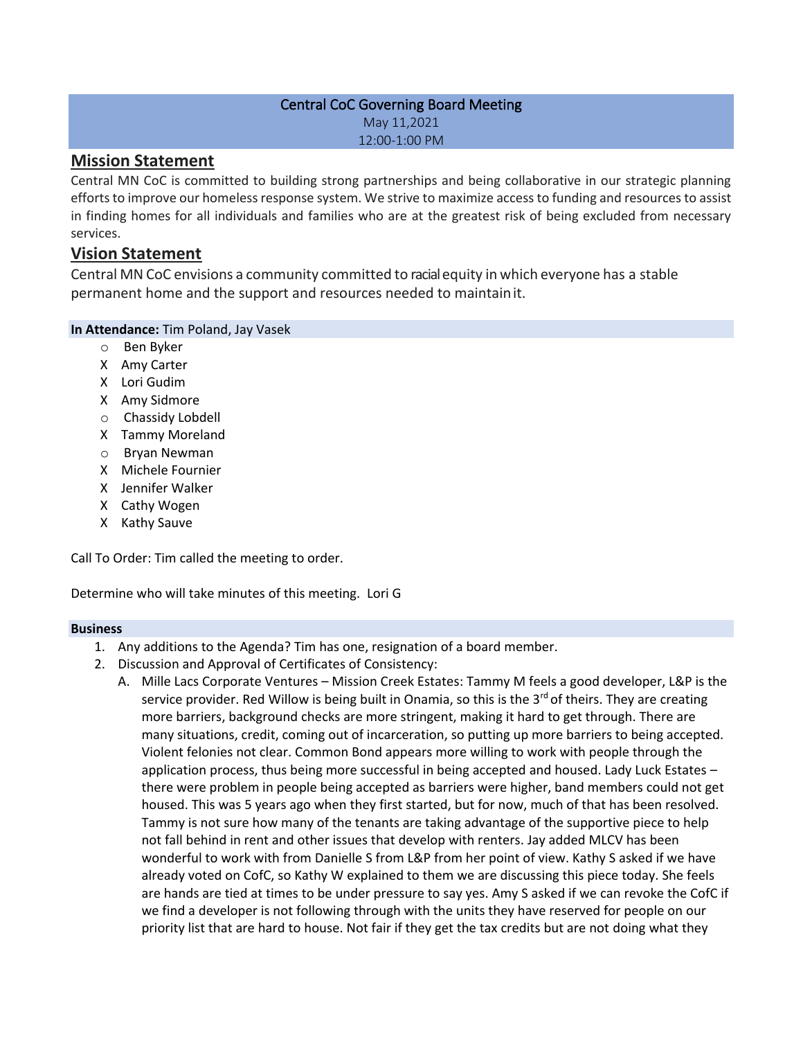**Central CoC Governing Board Meeting**
May 11,2021
12:00-1:00 PM

## Mission Statement

Central MN CoC is committed to building strong partnerships and being collaborative in our strategic planning efforts to improve our homeless response system. We strive to maximize access to funding and resources to assist in finding homes for all individuals and families who are at the greatest risk of being excluded from necessary services.

## Vision Statement

Central MN CoC envisions a community committed to racial equity in which everyone has a stable permanent home and the support and resources needed to maintain it.

**In Attendance:** Tim Poland, Jay Vasek

- ○ Ben Byker
- X Amy Carter
- X Lori Gudim
- X Amy Sidmore
- ○ Chassidy Lobdell
- X Tammy Moreland
- ○ Bryan Newman
- X Michele Fournier
- X Jennifer Walker
- X Cathy Wogen
- X Kathy Sauve

Call To Order: Tim called the meeting to order.

Determine who will take minutes of this meeting. Lori G

**Business**

1. Any additions to the Agenda? Tim has one, resignation of a board member.
2. Discussion and Approval of Certificates of Consistency:
   A. Mille Lacs Corporate Ventures – Mission Creek Estates: Tammy M feels a good developer, L&P is the service provider. Red Willow is being built in Onamia, so this is the 3rd of theirs. They are creating more barriers, background checks are more stringent, making it hard to get through. There are many situations, credit, coming out of incarceration, so putting up more barriers to being accepted. Violent felonies not clear. Common Bond appears more willing to work with people through the application process, thus being more successful in being accepted and housed. Lady Luck Estates – there were problem in people being accepted as barriers were higher, band members could not get housed. This was 5 years ago when they first started, but for now, much of that has been resolved. Tammy is not sure how many of the tenants are taking advantage of the supportive piece to help not fall behind in rent and other issues that develop with renters. Jay added MLCV has been wonderful to work with from Danielle S from L&P from her point of view. Kathy S asked if we have already voted on CofC, so Kathy W explained to them we are discussing this piece today. She feels are hands are tied at times to be under pressure to say yes. Amy S asked if we can revoke the CofC if we find a developer is not following through with the units they have reserved for people on our priority list that are hard to house. Not fair if they get the tax credits but are not doing what they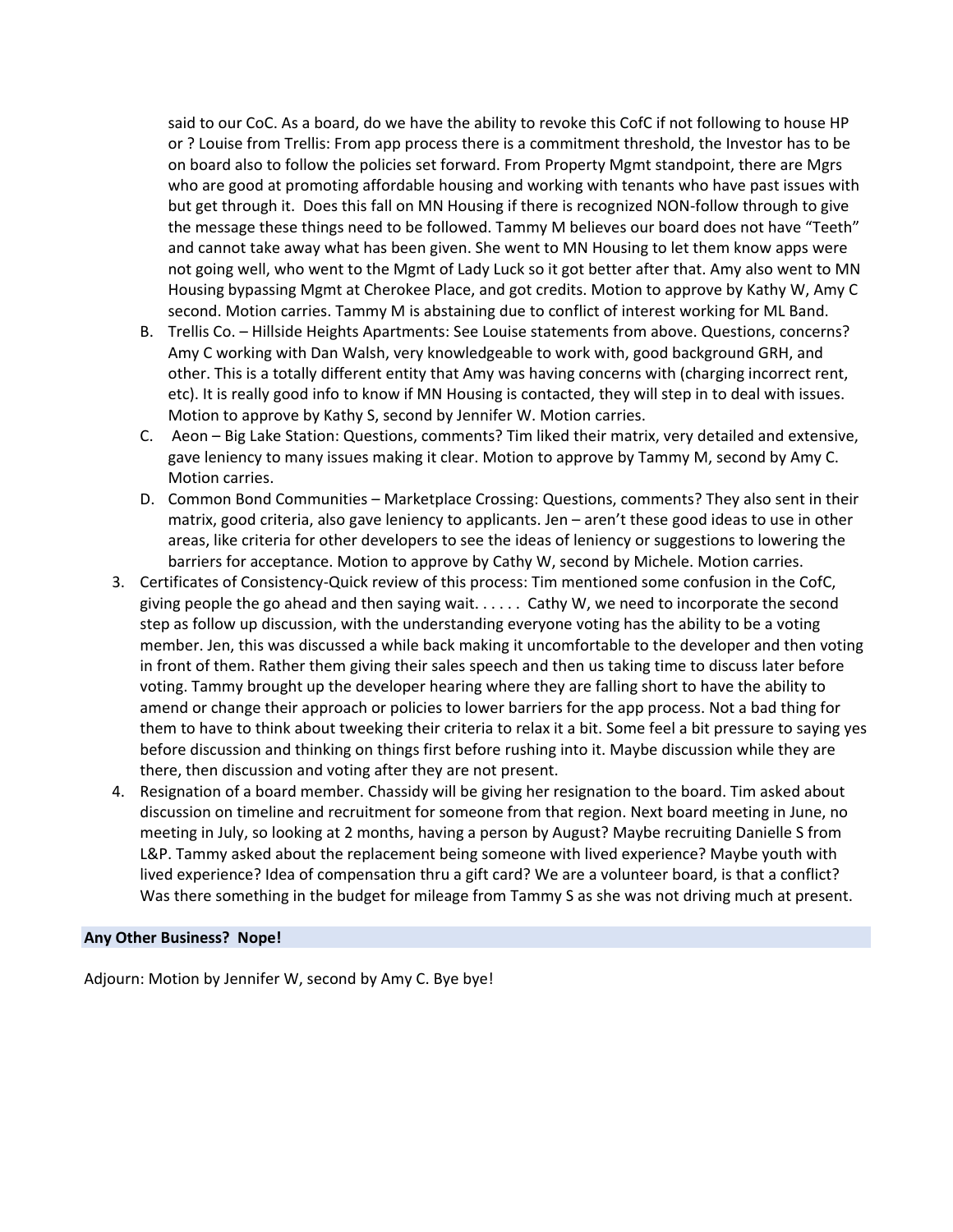said to our CoC. As a board, do we have the ability to revoke this CofC if not following to house HP or ? Louise from Trellis: From app process there is a commitment threshold, the Investor has to be on board also to follow the policies set forward. From Property Mgmt standpoint, there are Mgrs who are good at promoting affordable housing and working with tenants who have past issues with but get through it. Does this fall on MN Housing if there is recognized NON-follow through to give the message these things need to be followed. Tammy M believes our board does not have "Teeth" and cannot take away what has been given. She went to MN Housing to let them know apps were not going well, who went to the Mgmt of Lady Luck so it got better after that. Amy also went to MN Housing bypassing Mgmt at Cherokee Place, and got credits. Motion to approve by Kathy W, Amy C second. Motion carries. Tammy M is abstaining due to conflict of interest working for ML Band.

B. Trellis Co. – Hillside Heights Apartments: See Louise statements from above. Questions, concerns? Amy C working with Dan Walsh, very knowledgeable to work with, good background GRH, and other. This is a totally different entity that Amy was having concerns with (charging incorrect rent, etc). It is really good info to know if MN Housing is contacted, they will step in to deal with issues. Motion to approve by Kathy S, second by Jennifer W. Motion carries.

C. Aeon – Big Lake Station: Questions, comments? Tim liked their matrix, very detailed and extensive, gave leniency to many issues making it clear. Motion to approve by Tammy M, second by Amy C. Motion carries.

D. Common Bond Communities – Marketplace Crossing: Questions, comments? They also sent in their matrix, good criteria, also gave leniency to applicants. Jen – aren't these good ideas to use in other areas, like criteria for other developers to see the ideas of leniency or suggestions to lowering the barriers for acceptance. Motion to approve by Cathy W, second by Michele. Motion carries.

3. Certificates of Consistency-Quick review of this process: Tim mentioned some confusion in the CofC, giving people the go ahead and then saying wait. . . . . . Cathy W, we need to incorporate the second step as follow up discussion, with the understanding everyone voting has the ability to be a voting member. Jen, this was discussed a while back making it uncomfortable to the developer and then voting in front of them. Rather them giving their sales speech and then us taking time to discuss later before voting. Tammy brought up the developer hearing where they are falling short to have the ability to amend or change their approach or policies to lower barriers for the app process. Not a bad thing for them to have to think about tweeking their criteria to relax it a bit. Some feel a bit pressure to saying yes before discussion and thinking on things first before rushing into it. Maybe discussion while they are there, then discussion and voting after they are not present.

4. Resignation of a board member. Chassidy will be giving her resignation to the board. Tim asked about discussion on timeline and recruitment for someone from that region. Next board meeting in June, no meeting in July, so looking at 2 months, having a person by August? Maybe recruiting Danielle S from L&P. Tammy asked about the replacement being someone with lived experience? Maybe youth with lived experience? Idea of compensation thru a gift card? We are a volunteer board, is that a conflict? Was there something in the budget for mileage from Tammy S as she was not driving much at present.

**Any Other Business? Nope!**

Adjourn: Motion by Jennifer W, second by Amy C. Bye bye!